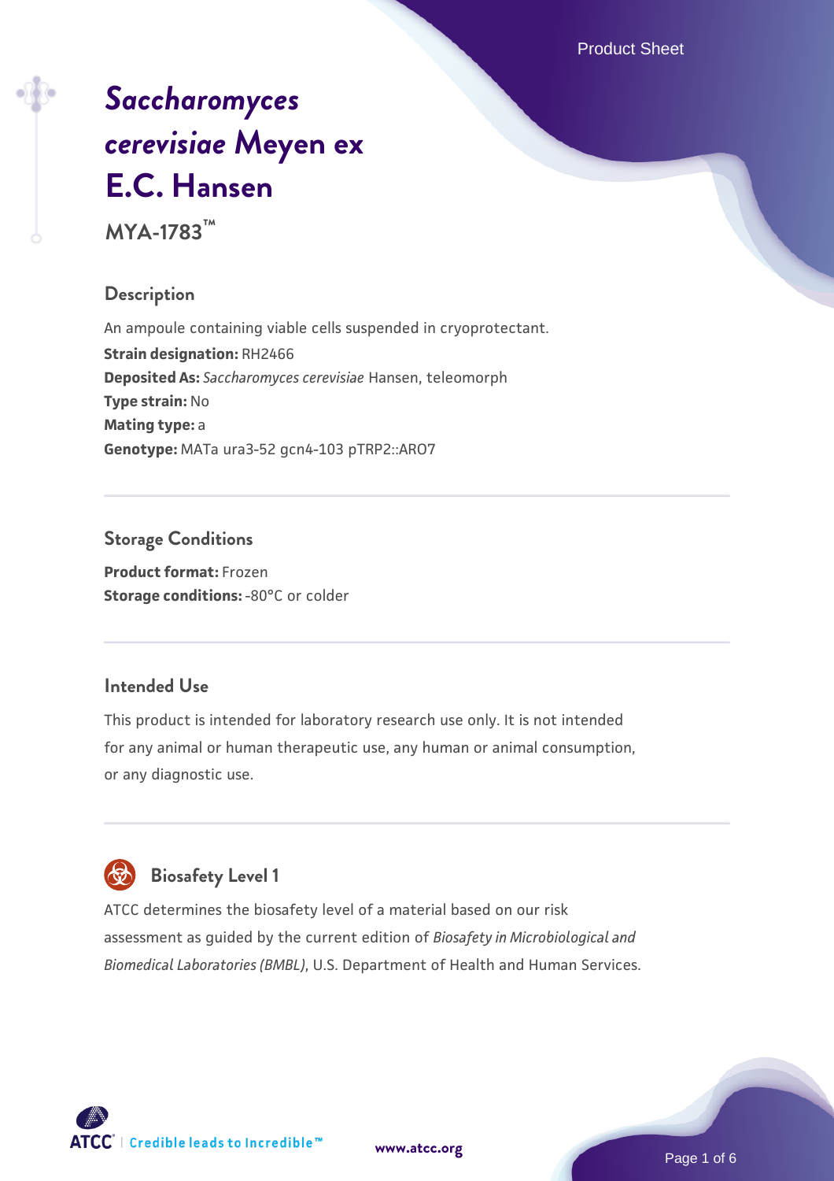# *Saccharomyces cerevisiae* Meyen ex E.C. Hansen

## MYA-1783™

### Description

An ampoule containing viable cells suspended in cryoprotectant.

**Strain designation:** RH2466

**Deposited As:** *Saccharomyces cerevisiae* Hansen, teleomorph

**Type strain:** No

**Mating type:** a

**Genotype:** MATa ura3-52 gcn4-103 pTRP2::ARO7

### Storage Conditions

**Product format:** Frozen

**Storage conditions:** -80°C or colder

### Intended Use

This product is intended for laboratory research use only. It is not intended for any animal or human therapeutic use, any human or animal consumption, or any diagnostic use.

### Biosafety Level 1

ATCC determines the biosafety level of a material based on our risk assessment as guided by the current edition of *Biosafety in Microbiological and Biomedical Laboratories (BMBL)*, U.S. Department of Health and Human Services.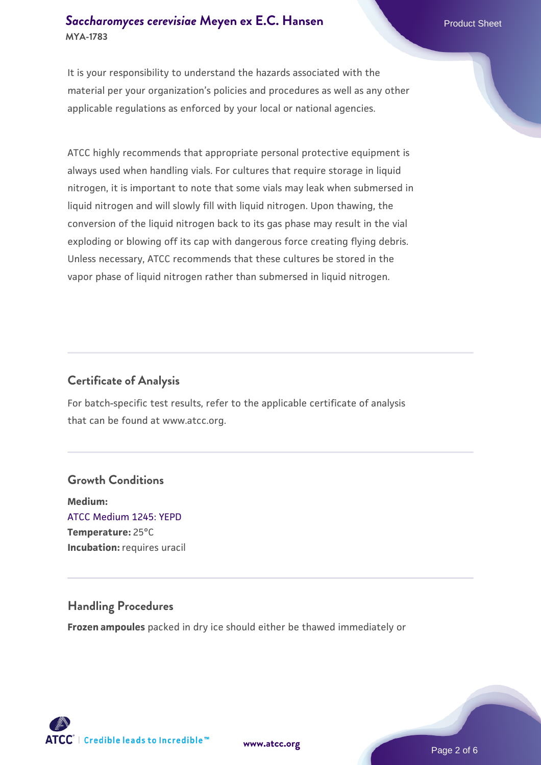It is your responsibility to understand the hazards associated with the material per your organization's policies and procedures as well as any other applicable regulations as enforced by your local or national agencies.

ATCC highly recommends that appropriate personal protective equipment is always used when handling vials. For cultures that require storage in liquid nitrogen, it is important to note that some vials may leak when submersed in liquid nitrogen and will slowly fill with liquid nitrogen. Upon thawing, the conversion of the liquid nitrogen back to its gas phase may result in the vial exploding or blowing off its cap with dangerous force creating flying debris. Unless necessary, ATCC recommends that these cultures be stored in the vapor phase of liquid nitrogen rather than submersed in liquid nitrogen.

## Certificate of Analysis

For batch-specific test results, refer to the applicable certificate of analysis that can be found at www.atcc.org.

## Growth Conditions

**Medium:**
ATCC Medium 1245: YEPD
**Temperature:** 25°C
**Incubation:** requires uracil

## Handling Procedures

**Frozen ampoules** packed in dry ice should either be thawed immediately or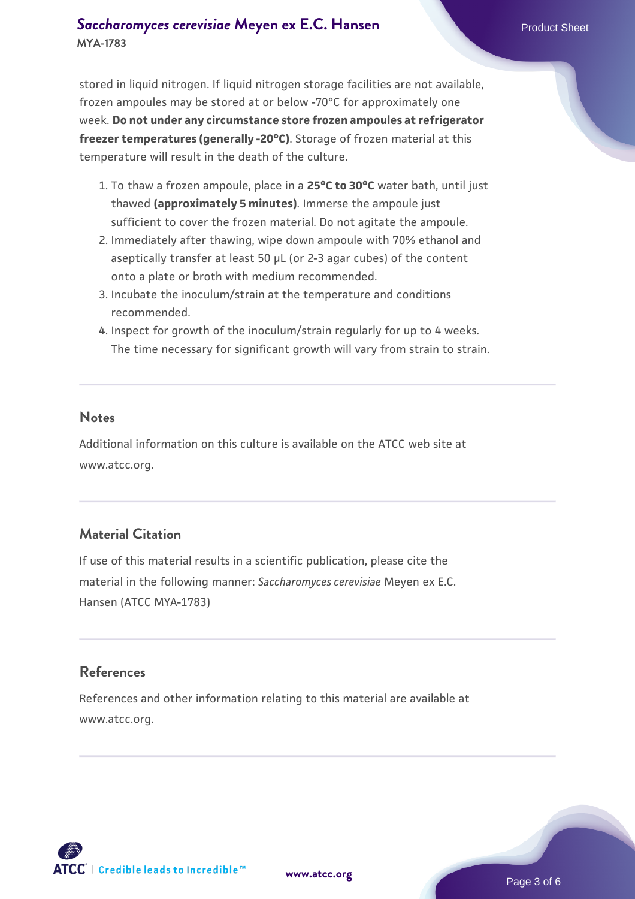stored in liquid nitrogen. If liquid nitrogen storage facilities are not available, frozen ampoules may be stored at or below -70°C for approximately one week. **Do not under any circumstance store frozen ampoules at refrigerator freezer temperatures (generally -20°C)**. Storage of frozen material at this temperature will result in the death of the culture.

1. To thaw a frozen ampoule, place in a **25°C to 30°C** water bath, until just thawed **(approximately 5 minutes)**. Immerse the ampoule just sufficient to cover the frozen material. Do not agitate the ampoule.
2. Immediately after thawing, wipe down ampoule with 70% ethanol and aseptically transfer at least 50 µL (or 2-3 agar cubes) of the content onto a plate or broth with medium recommended.
3. Incubate the inoculum/strain at the temperature and conditions recommended.
4. Inspect for growth of the inoculum/strain regularly for up to 4 weeks. The time necessary for significant growth will vary from strain to strain.

## Notes

Additional information on this culture is available on the ATCC web site at www.atcc.org.

## Material Citation

If use of this material results in a scientific publication, please cite the material in the following manner: *Saccharomyces cerevisiae* Meyen ex E.C. Hansen (ATCC MYA-1783)

## References

References and other information relating to this material are available at www.atcc.org.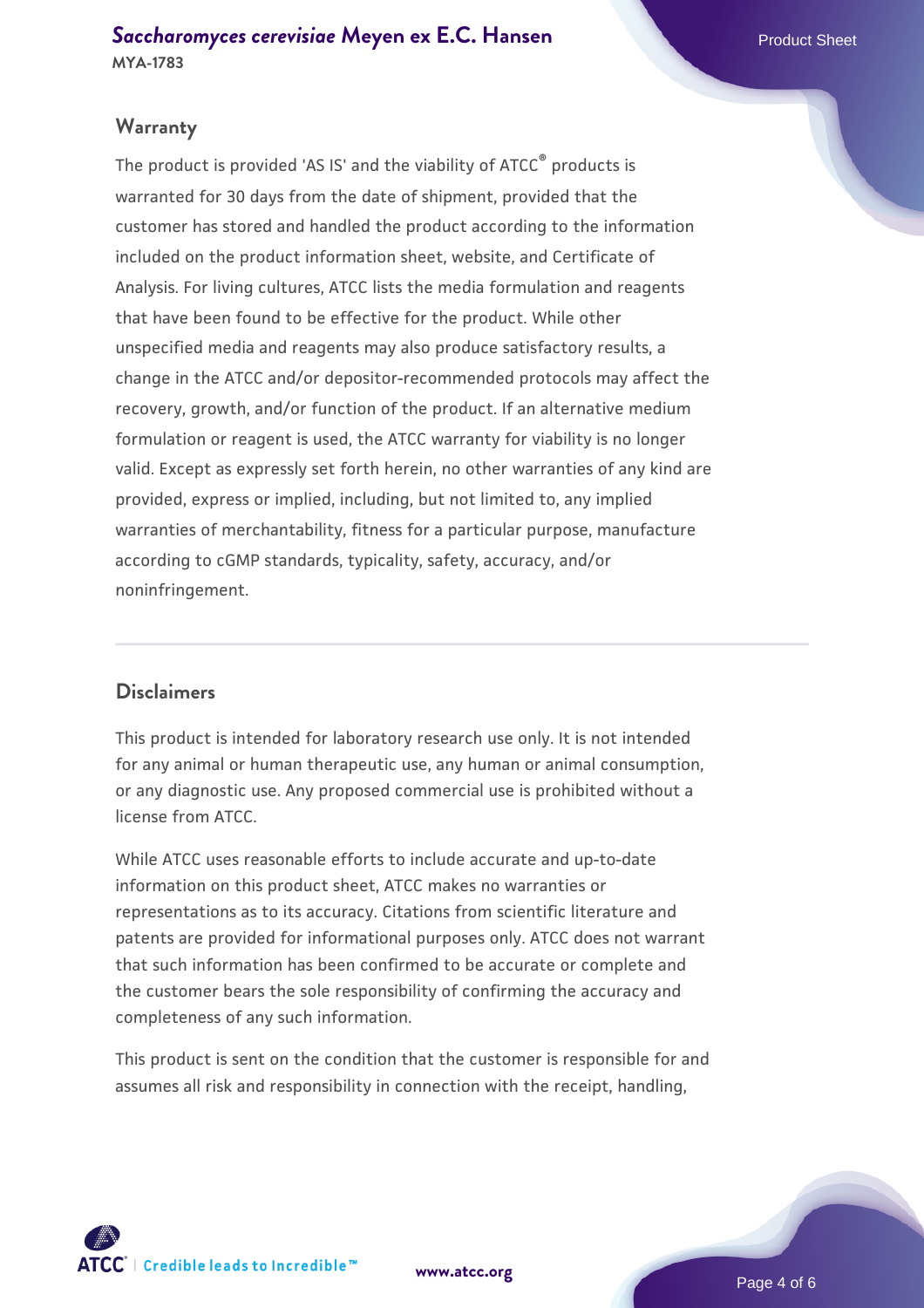## Warranty

The product is provided 'AS IS' and the viability of ATCC® products is warranted for 30 days from the date of shipment, provided that the customer has stored and handled the product according to the information included on the product information sheet, website, and Certificate of Analysis. For living cultures, ATCC lists the media formulation and reagents that have been found to be effective for the product. While other unspecified media and reagents may also produce satisfactory results, a change in the ATCC and/or depositor-recommended protocols may affect the recovery, growth, and/or function of the product. If an alternative medium formulation or reagent is used, the ATCC warranty for viability is no longer valid. Except as expressly set forth herein, no other warranties of any kind are provided, express or implied, including, but not limited to, any implied warranties of merchantability, fitness for a particular purpose, manufacture according to cGMP standards, typicality, safety, accuracy, and/or noninfringement.

## Disclaimers

This product is intended for laboratory research use only. It is not intended for any animal or human therapeutic use, any human or animal consumption, or any diagnostic use. Any proposed commercial use is prohibited without a license from ATCC.

While ATCC uses reasonable efforts to include accurate and up-to-date information on this product sheet, ATCC makes no warranties or representations as to its accuracy. Citations from scientific literature and patents are provided for informational purposes only. ATCC does not warrant that such information has been confirmed to be accurate or complete and the customer bears the sole responsibility of confirming the accuracy and completeness of any such information.

This product is sent on the condition that the customer is responsible for and assumes all risk and responsibility in connection with the receipt, handling,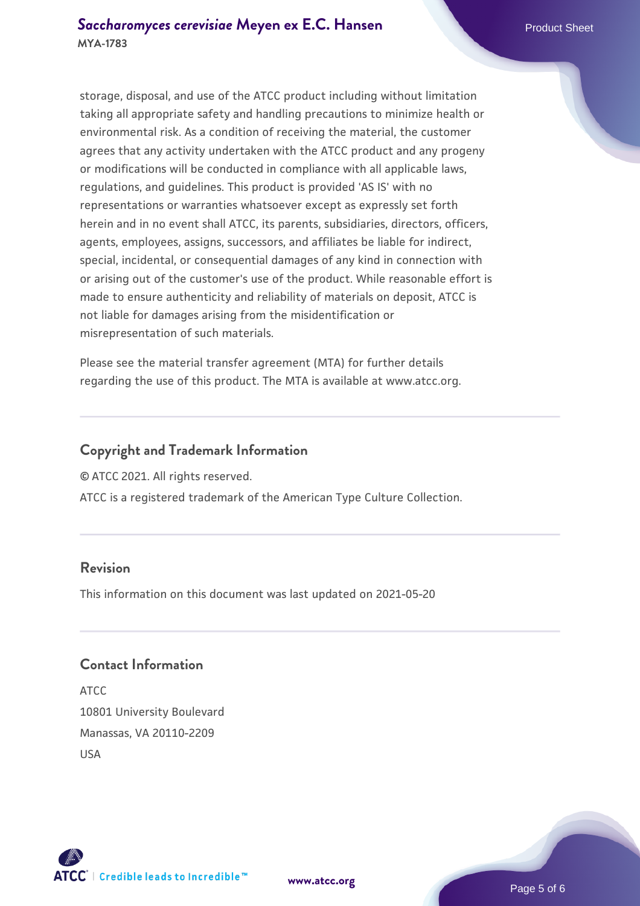storage, disposal, and use of the ATCC product including without limitation taking all appropriate safety and handling precautions to minimize health or environmental risk. As a condition of receiving the material, the customer agrees that any activity undertaken with the ATCC product and any progeny or modifications will be conducted in compliance with all applicable laws, regulations, and guidelines. This product is provided 'AS IS' with no representations or warranties whatsoever except as expressly set forth herein and in no event shall ATCC, its parents, subsidiaries, directors, officers, agents, employees, assigns, successors, and affiliates be liable for indirect, special, incidental, or consequential damages of any kind in connection with or arising out of the customer's use of the product. While reasonable effort is made to ensure authenticity and reliability of materials on deposit, ATCC is not liable for damages arising from the misidentification or misrepresentation of such materials.

Please see the material transfer agreement (MTA) for further details regarding the use of this product. The MTA is available at www.atcc.org.

## Copyright and Trademark Information

© ATCC 2021. All rights reserved.

ATCC is a registered trademark of the American Type Culture Collection.

## Revision

This information on this document was last updated on 2021-05-20

## Contact Information

ATCC
10801 University Boulevard
Manassas, VA 20110-2209
USA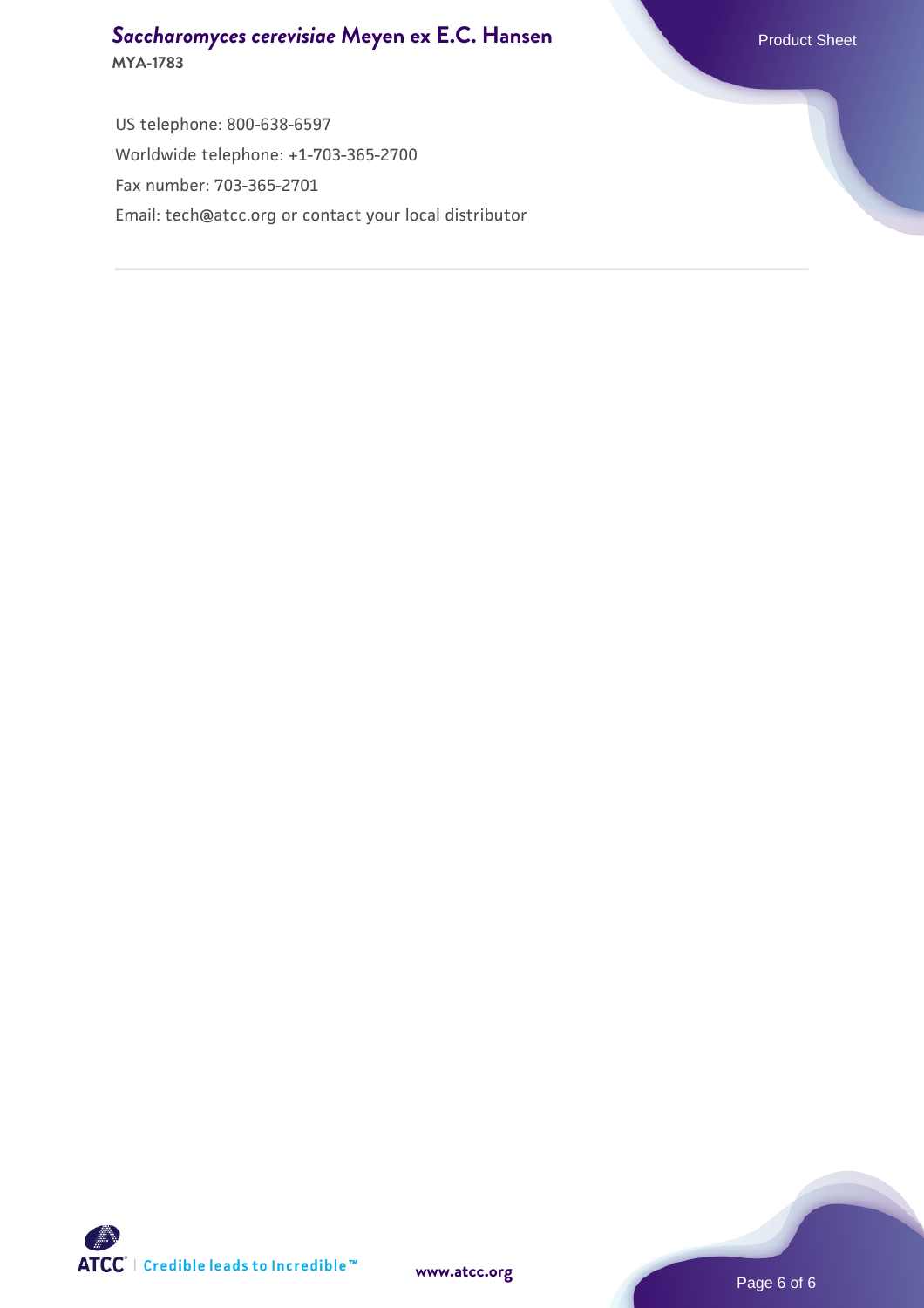US telephone: 800-638-6597

Worldwide telephone: +1-703-365-2700

Fax number: 703-365-2701

Email: tech@atcc.org or contact your local distributor